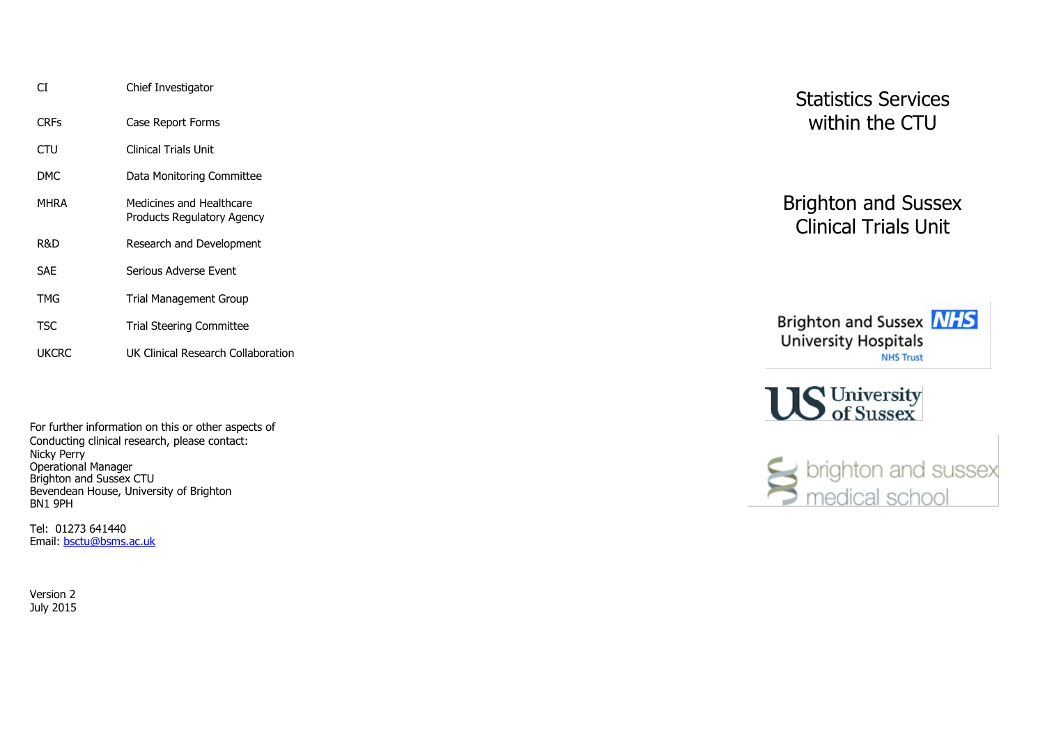| | |
|---|---|
| CI | Chief Investigator |
| CRFs | Case Report Forms |
| CTU | Clinical Trials Unit |
| DMC | Data Monitoring Committee |
| MHRA | Medicines and Healthcare Products Regulatory Agency |
| R&D | Research and Development |
| SAE | Serious Adverse Event |
| TMG | Trial Management Group |
| TSC | Trial Steering Committee |
| UKCRC | UK Clinical Research Collaboration |

For further information on this or other aspects of Conducting clinical research, please contact:
Nicky Perry
Operational Manager
Brighton and Sussex CTU
Bevendean House, University of Brighton
BN1 9PH

Tel: 01273 641440
Email: bsctu@bsms.ac.uk

Version 2
July 2015

# Statistics Services within the CTU

# Brighton and Sussex Clinical Trials Unit

Brighton and Sussex University Hospitals NHS Trust

University of Sussex

brighton and sussex medical school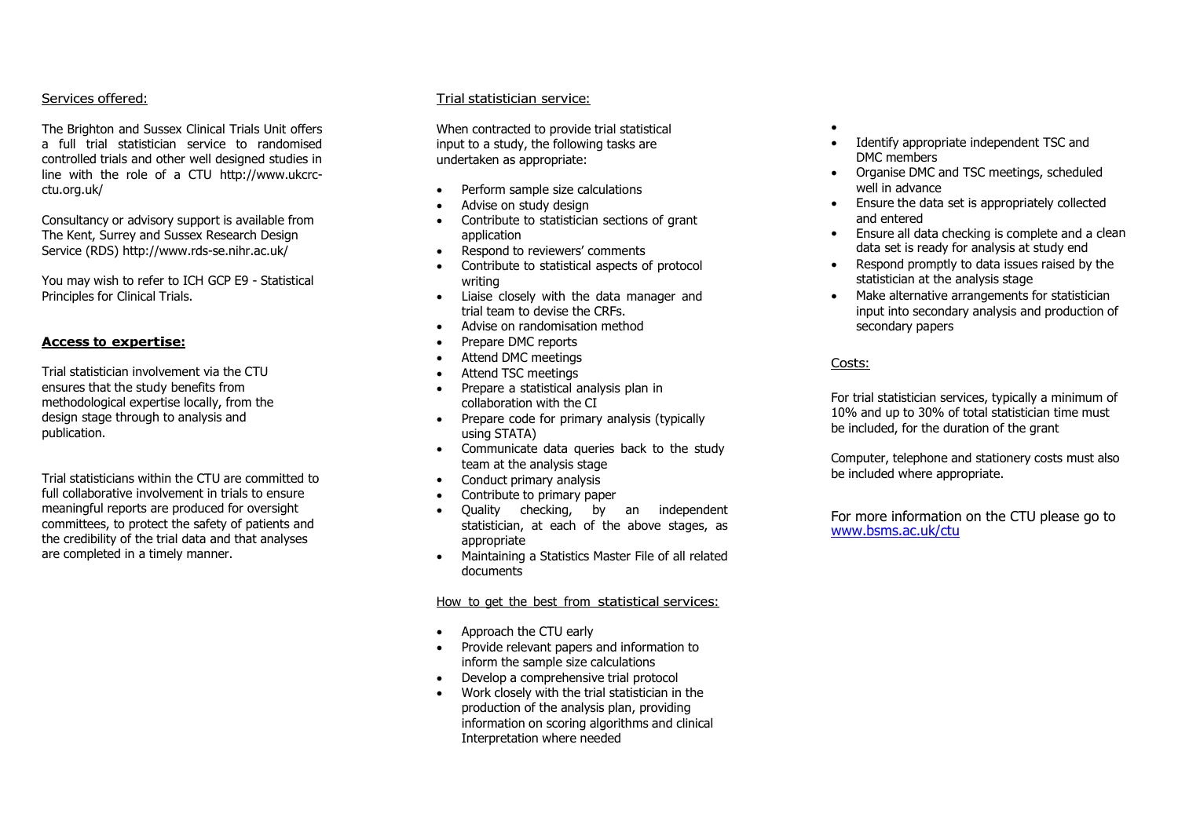## Services offered:

The Brighton and Sussex Clinical Trials Unit offers a full trial statistician service to randomised controlled trials and other well designed studies in line with the role of a CTU http://www.ukcrc-ctu.org.uk/

Consultancy or advisory support is available from The Kent, Surrey and Sussex Research Design Service (RDS) http://www.rds-se.nihr.ac.uk/

You may wish to refer to ICH GCP E9 - Statistical Principles for Clinical Trials.

## **Access to expertise:**

Trial statistician involvement via the CTU ensures that the study benefits from methodological expertise locally, from the design stage through to analysis and publication.

Trial statisticians within the CTU are committed to full collaborative involvement in trials to ensure meaningful reports are produced for oversight committees, to protect the safety of patients and the credibility of the trial data and that analyses are completed in a timely manner.

## Trial statistician service:

When contracted to provide trial statistical input to a study, the following tasks are undertaken as appropriate:

- Perform sample size calculations
- Advise on study design
- Contribute to statistician sections of grant application
- Respond to reviewers' comments
- Contribute to statistical aspects of protocol writing
- Liaise closely with the data manager and trial team to devise the CRFs.
- Advise on randomisation method
- Prepare DMC reports
- Attend DMC meetings
- Attend TSC meetings
- Prepare a statistical analysis plan in collaboration with the CI
- Prepare code for primary analysis (typically using STATA)
- Communicate data queries back to the study team at the analysis stage
- Conduct primary analysis
- Contribute to primary paper
- Quality checking, by an independent statistician, at each of the above stages, as appropriate
- Maintaining a Statistics Master File of all related documents

## How to get the best from statistical services:

- Approach the CTU early
- Provide relevant papers and information to inform the sample size calculations
- Develop a comprehensive trial protocol
- Work closely with the trial statistician in the production of the analysis plan, providing information on scoring algorithms and clinical Interpretation where needed
- 
- Identify appropriate independent TSC and DMC members
- Organise DMC and TSC meetings, scheduled well in advance
- Ensure the data set is appropriately collected and entered
- Ensure all data checking is complete and a clean data set is ready for analysis at study end
- Respond promptly to data issues raised by the statistician at the analysis stage
- Make alternative arrangements for statistician input into secondary analysis and production of secondary papers

## Costs:

For trial statistician services, typically a minimum of 10% and up to 30% of total statistician time must be included, for the duration of the grant

Computer, telephone and stationery costs must also be included where appropriate.

For more information on the CTU please go to www.bsms.ac.uk/ctu